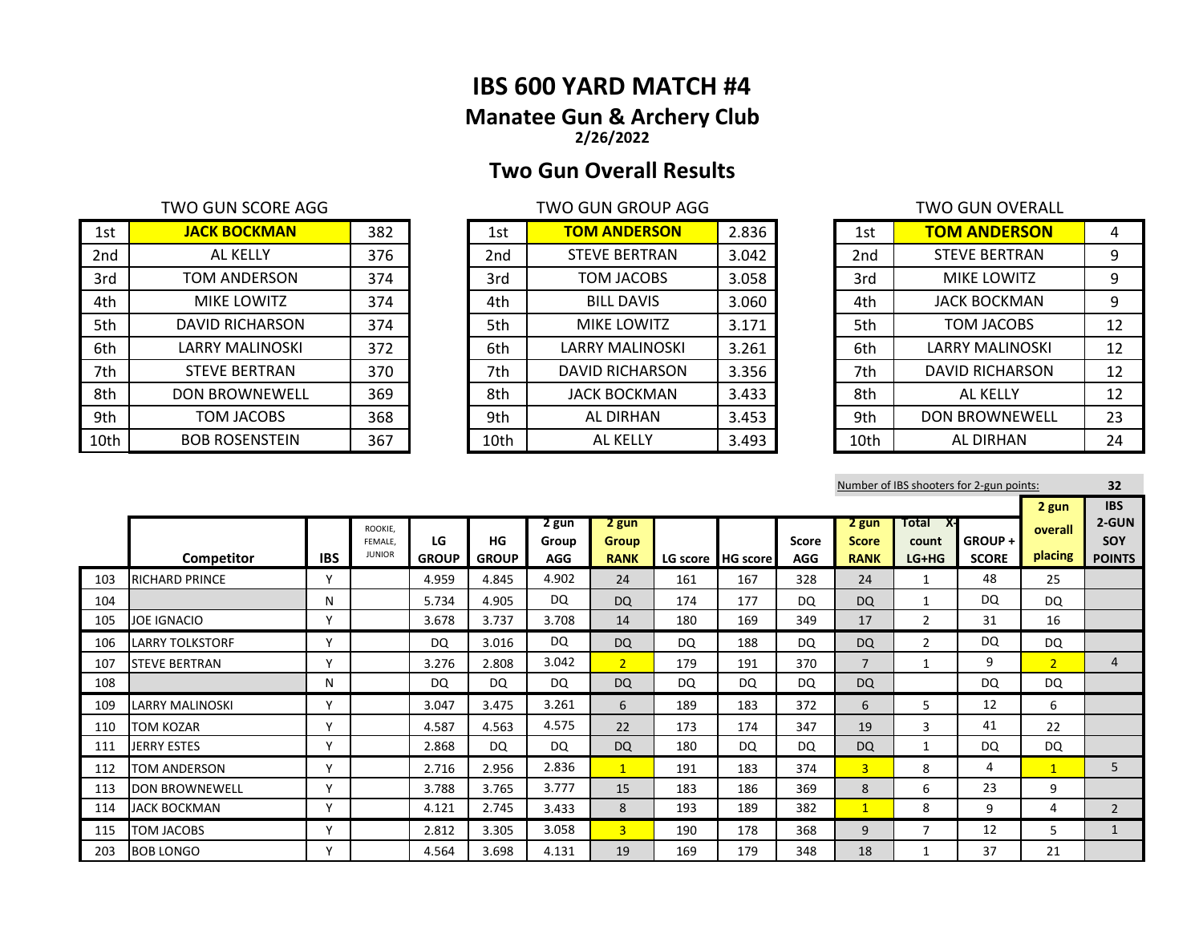# IBS 600 YARD MATCH #4

## Manatee Gun & Archery Club

**2/26/2022**

## Two Gun Overall Results

TWO GUN SCORE AGG

| | | |
|---|---|---|
| 1st | **JACK BOCKMAN** | 382 |
| 2nd | AL KELLY | 376 |
| 3rd | TOM ANDERSON | 374 |
| 4th | MIKE LOWITZ | 374 |
| 5th | DAVID RICHARSON | 374 |
| 6th | LARRY MALINOSKI | 372 |
| 7th | STEVE BERTRAN | 370 |
| 8th | DON BROWNEWELL | 369 |
| 9th | TOM JACOBS | 368 |
| 10th | BOB ROSENSTEIN | 367 |

TWO GUN GROUP AGG

| | | |
|---|---|---|
| 1st | **TOM ANDERSON** | 2.836 |
| 2nd | STEVE BERTRAN | 3.042 |
| 3rd | TOM JACOBS | 3.058 |
| 4th | BILL DAVIS | 3.060 |
| 5th | MIKE LOWITZ | 3.171 |
| 6th | LARRY MALINOSKI | 3.261 |
| 7th | DAVID RICHARSON | 3.356 |
| 8th | JACK BOCKMAN | 3.433 |
| 9th | AL DIRHAN | 3.453 |
| 10th | AL KELLY | 3.493 |

TWO GUN OVERALL

| | | |
|---|---|---|
| 1st | **TOM ANDERSON** | 4 |
| 2nd | STEVE BERTRAN | 9 |
| 3rd | MIKE LOWITZ | 9 |
| 4th | JACK BOCKMAN | 9 |
| 5th | TOM JACOBS | 12 |
| 6th | LARRY MALINOSKI | 12 |
| 7th | DAVID RICHARSON | 12 |
| 8th | AL KELLY | 12 |
| 9th | DON BROWNEWELL | 23 |
| 10th | AL DIRHAN | 24 |

Number of IBS shooters for 2-gun points: **32**

| | Competitor | IBS | ROOKIE, FEMALE, JUNIOR | LG GROUP | HG GROUP | 2 gun Group AGG | 2 gun Group RANK | LG score | HG score | Score AGG | 2 gun Score RANK | Total X-count LG+HG | GROUP + SCORE | 2 gun overall placing | IBS 2-GUN SOY POINTS |
|---|---|---|---|---|---|---|---|---|---|---|---|---|---|---|---|
| 103 | RICHARD PRINCE | Y | | 4.959 | 4.845 | 4.902 | 24 | 161 | 167 | 328 | 24 | 1 | 48 | 25 | |
| 104 | | N | | 5.734 | 4.905 | DQ | DQ | 174 | 177 | DQ | DQ | 1 | DQ | DQ | |
| 105 | JOE IGNACIO | Y | | 3.678 | 3.737 | 3.708 | 14 | 180 | 169 | 349 | 17 | 2 | 31 | 16 | |
| 106 | LARRY TOLKSTORF | Y | | DQ | 3.016 | DQ | DQ | DQ | 188 | DQ | DQ | 2 | DQ | DQ | |
| 107 | STEVE BERTRAN | Y | | 3.276 | 2.808 | 3.042 | 2 | 179 | 191 | 370 | 7 | 1 | 9 | 2 | 4 |
| 108 | | N | | DQ | DQ | DQ | DQ | DQ | DQ | DQ | DQ | | DQ | DQ | |
| 109 | LARRY MALINOSKI | Y | | 3.047 | 3.475 | 3.261 | 6 | 189 | 183 | 372 | 6 | 5 | 12 | 6 | |
| 110 | TOM KOZAR | Y | | 4.587 | 4.563 | 4.575 | 22 | 173 | 174 | 347 | 19 | 3 | 41 | 22 | |
| 111 | JERRY ESTES | Y | | 2.868 | DQ | DQ | DQ | 180 | DQ | DQ | DQ | 1 | DQ | DQ | |
| 112 | TOM ANDERSON | Y | | 2.716 | 2.956 | 2.836 | 1 | 191 | 183 | 374 | 3 | 8 | 4 | 1 | 5 |
| 113 | DON BROWNEWELL | Y | | 3.788 | 3.765 | 3.777 | 15 | 183 | 186 | 369 | 8 | 6 | 23 | 9 | |
| 114 | JACK BOCKMAN | Y | | 4.121 | 2.745 | 3.433 | 8 | 193 | 189 | 382 | 1 | 8 | 9 | 4 | 2 |
| 115 | TOM JACOBS | Y | | 2.812 | 3.305 | 3.058 | 3 | 190 | 178 | 368 | 9 | 7 | 12 | 5 | 1 |
| 203 | BOB LONGO | Y | | 4.564 | 3.698 | 4.131 | 19 | 169 | 179 | 348 | 18 | 1 | 37 | 21 | |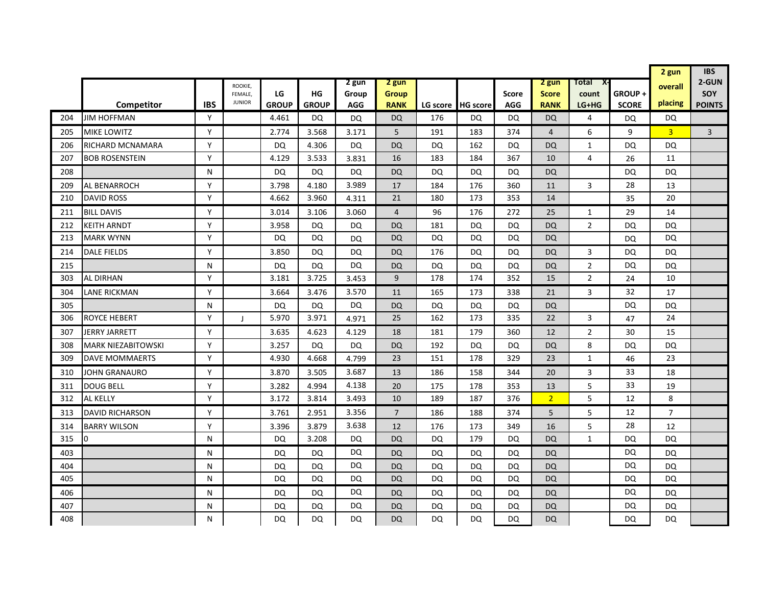| | Competitor | IBS | ROOKIE, FEMALE, JUNIOR | LG GROUP | HG GROUP | 2 gun Group AGG | 2 gun Group RANK | LG score | HG score | Score AGG | 2 gun Score RANK | Total X-count LG+HG | GROUP + SCORE | 2 gun overall placing | IBS 2-GUN SOY POINTS |
|---|---|---|---|---|---|---|---|---|---|---|---|---|---|---|---|
| 204 | JIM HOFFMAN | Y | | 4.461 | DQ | DQ | DQ | 176 | DQ | DQ | DQ | 4 | DQ | DQ | |
| 205 | MIKE LOWITZ | Y | | 2.774 | 3.568 | 3.171 | 5 | 191 | 183 | 374 | 4 | 6 | 9 | 3 | 3 |
| 206 | RICHARD MCNAMARA | Y | | DQ | 4.306 | DQ | DQ | DQ | 162 | DQ | DQ | 1 | DQ | DQ | |
| 207 | BOB ROSENSTEIN | Y | | 4.129 | 3.533 | 3.831 | 16 | 183 | 184 | 367 | 10 | 4 | 26 | 11 | |
| 208 | | N | | DQ | DQ | DQ | DQ | DQ | DQ | DQ | DQ | | DQ | DQ | |
| 209 | AL BENARROCH | Y | | 3.798 | 4.180 | 3.989 | 17 | 184 | 176 | 360 | 11 | 3 | 28 | 13 | |
| 210 | DAVID ROSS | Y | | 4.662 | 3.960 | 4.311 | 21 | 180 | 173 | 353 | 14 | | 35 | 20 | |
| 211 | BILL DAVIS | Y | | 3.014 | 3.106 | 3.060 | 4 | 96 | 176 | 272 | 25 | 1 | 29 | 14 | |
| 212 | KEITH ARNDT | Y | | 3.958 | DQ | DQ | DQ | 181 | DQ | DQ | DQ | 2 | DQ | DQ | |
| 213 | MARK WYNN | Y | | DQ | DQ | DQ | DQ | DQ | DQ | DQ | DQ | | DQ | DQ | |
| 214 | DALE FIELDS | Y | | 3.850 | DQ | DQ | DQ | 176 | DQ | DQ | DQ | 3 | DQ | DQ | |
| 215 | | N | | DQ | DQ | DQ | DQ | DQ | DQ | DQ | DQ | 2 | DQ | DQ | |
| 303 | AL DIRHAN | Y | | 3.181 | 3.725 | 3.453 | 9 | 178 | 174 | 352 | 15 | 2 | 24 | 10 | |
| 304 | LANE RICKMAN | Y | | 3.664 | 3.476 | 3.570 | 11 | 165 | 173 | 338 | 21 | 3 | 32 | 17 | |
| 305 | | N | | DQ | DQ | DQ | DQ | DQ | DQ | DQ | DQ | | DQ | DQ | |
| 306 | ROYCE HEBERT | Y | J | 5.970 | 3.971 | 4.971 | 25 | 162 | 173 | 335 | 22 | 3 | 47 | 24 | |
| 307 | JERRY JARRETT | Y | | 3.635 | 4.623 | 4.129 | 18 | 181 | 179 | 360 | 12 | 2 | 30 | 15 | |
| 308 | MARK NIEZABITOWSKI | Y | | 3.257 | DQ | DQ | DQ | 192 | DQ | DQ | DQ | 8 | DQ | DQ | |
| 309 | DAVE MOMMAERTS | Y | | 4.930 | 4.668 | 4.799 | 23 | 151 | 178 | 329 | 23 | 1 | 46 | 23 | |
| 310 | JOHN GRANAURO | Y | | 3.870 | 3.505 | 3.687 | 13 | 186 | 158 | 344 | 20 | 3 | 33 | 18 | |
| 311 | DOUG BELL | Y | | 3.282 | 4.994 | 4.138 | 20 | 175 | 178 | 353 | 13 | 5 | 33 | 19 | |
| 312 | AL KELLY | Y | | 3.172 | 3.814 | 3.493 | 10 | 189 | 187 | 376 | 2 | 5 | 12 | 8 | |
| 313 | DAVID RICHARSON | Y | | 3.761 | 2.951 | 3.356 | 7 | 186 | 188 | 374 | 5 | 5 | 12 | 7 | |
| 314 | BARRY WILSON | Y | | 3.396 | 3.879 | 3.638 | 12 | 176 | 173 | 349 | 16 | 5 | 28 | 12 | |
| 315 | 0 | N | | DQ | 3.208 | DQ | DQ | DQ | 179 | DQ | DQ | 1 | DQ | DQ | |
| 403 | | N | | DQ | DQ | DQ | DQ | DQ | DQ | DQ | DQ | | DQ | DQ | |
| 404 | | N | | DQ | DQ | DQ | DQ | DQ | DQ | DQ | DQ | | DQ | DQ | |
| 405 | | N | | DQ | DQ | DQ | DQ | DQ | DQ | DQ | DQ | | DQ | DQ | |
| 406 | | N | | DQ | DQ | DQ | DQ | DQ | DQ | DQ | DQ | | DQ | DQ | |
| 407 | | N | | DQ | DQ | DQ | DQ | DQ | DQ | DQ | DQ | | DQ | DQ | |
| 408 | | N | | DQ | DQ | DQ | DQ | DQ | DQ | DQ | DQ | | DQ | DQ | |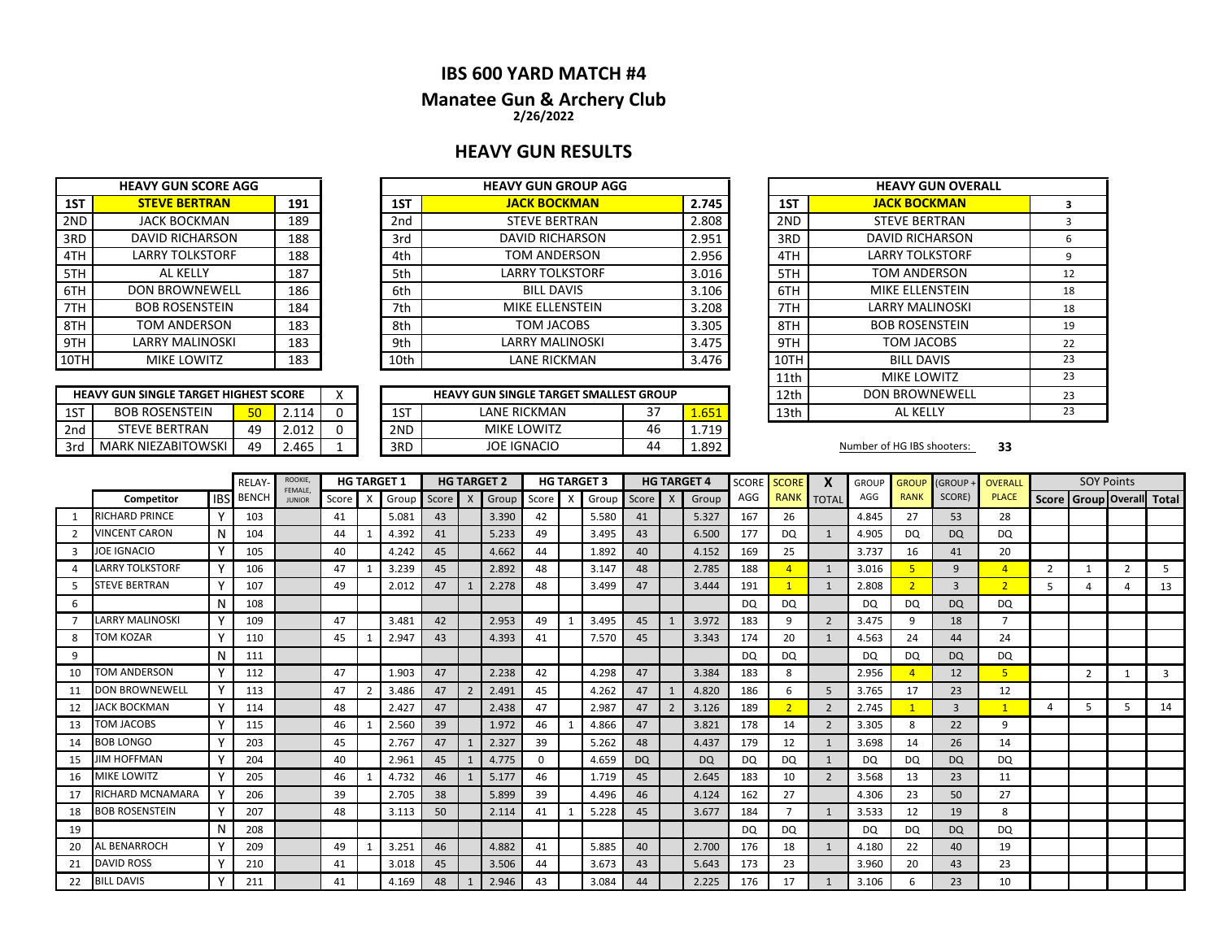# IBS 600 YARD MATCH #4

## Manatee Gun & Archery Club

**2/26/2022**

## HEAVY GUN RESULTS

| HEAVY GUN SCORE AGG | | |
|---|---|---|
| 1ST | **STEVE BERTRAN** | 191 |
| 2ND | JACK BOCKMAN | 189 |
| 3RD | DAVID RICHARSON | 188 |
| 4TH | LARRY TOLKSTORF | 188 |
| 5TH | AL KELLY | 187 |
| 6TH | DON BROWNEWELL | 186 |
| 7TH | BOB ROSENSTEIN | 184 |
| 8TH | TOM ANDERSON | 183 |
| 9TH | LARRY MALINOSKI | 183 |
| 10TH | MIKE LOWITZ | 183 |

| HEAVY GUN GROUP AGG | | |
|---|---|---|
| 1ST | **JACK BOCKMAN** | 2.745 |
| 2nd | STEVE BERTRAN | 2.808 |
| 3rd | DAVID RICHARSON | 2.951 |
| 4th | TOM ANDERSON | 2.956 |
| 5th | LARRY TOLKSTORF | 3.016 |
| 6th | BILL DAVIS | 3.106 |
| 7th | MIKE ELLENSTEIN | 3.208 |
| 8th | TOM JACOBS | 3.305 |
| 9th | LARRY MALINOSKI | 3.475 |
| 10th | LANE RICKMAN | 3.476 |

| HEAVY GUN OVERALL | | |
|---|---|---|
| 1ST | **JACK BOCKMAN** | 3 |
| 2ND | STEVE BERTRAN | 3 |
| 3RD | DAVID RICHARSON | 6 |
| 4TH | LARRY TOLKSTORF | 9 |
| 5TH | TOM ANDERSON | 12 |
| 6TH | MIKE ELLENSTEIN | 18 |
| 7TH | LARRY MALINOSKI | 18 |
| 8TH | BOB ROSENSTEIN | 19 |
| 9TH | TOM JACOBS | 22 |
| 10TH | BILL DAVIS | 23 |
| 11th | MIKE LOWITZ | 23 |
| 12th | DON BROWNEWELL | 23 |
| 13th | AL KELLY | 23 |

| HEAVY GUN SINGLE TARGET HIGHEST SCORE | | | | X |
|---|---|---|---|---|
| 1ST | BOB ROSENSTEIN | 50 | 2.114 | 0 |
| 2nd | STEVE BERTRAN | 49 | 2.012 | 0 |
| 3rd | MARK NIEZABITOWSKI | 49 | 2.465 | 1 |

| HEAVY GUN SINGLE TARGET SMALLEST GROUP | | | |
|---|---|---|---|
| 1ST | LANE RICKMAN | 37 | 1.651 |
| 2ND | MIKE LOWITZ | 46 | 1.719 |
| 3RD | JOE IGNACIO | 44 | 1.892 |

Number of HG IBS shooters: **33**

| | | | RELAY- | ROOKIE, FEMALE, JUNIOR | HG TARGET 1 | | | HG TARGET 2 | | | HG TARGET 3 | | | HG TARGET 4 | | | SCORE | SCORE | X | GROUP | GROUP | (GROUP + | OVERALL | SOY Points | | | |
|---|---|---|---|---|---|---|---|---|---|---|---|---|---|---|---|---|---|---|---|---|---|---|---|---|---|---|---|
| | Competitor | IBS | BENCH | | Score | X | Group | Score | X | Group | Score | X | Group | Score | X | Group | AGG | RANK | TOTAL | AGG | RANK | SCORE) | PLACE | Score | Group | Overall | Total |
| 1 | RICHARD PRINCE | Y | 103 | | 41 | | 5.081 | 43 | | 3.390 | 42 | | 5.580 | 41 | | 5.327 | 167 | 26 | | 4.845 | 27 | 53 | 28 | | | | |
| 2 | VINCENT CARON | N | 104 | | 44 | 1 | 4.392 | 41 | | 5.233 | 49 | | 3.495 | 43 | | 6.500 | 177 | DQ | 1 | 4.905 | DQ | DQ | DQ | | | | |
| 3 | JOE IGNACIO | Y | 105 | | 40 | | 4.242 | 45 | | 4.662 | 44 | | 1.892 | 40 | | 4.152 | 169 | 25 | | 3.737 | 16 | 41 | 20 | | | | |
| 4 | LARRY TOLKSTORF | Y | 106 | | 47 | 1 | 3.239 | 45 | | 2.892 | 48 | | 3.147 | 48 | | 2.785 | 188 | 4 | 1 | 3.016 | 5 | 9 | 4 | 2 | 1 | 2 | 5 |
| 5 | STEVE BERTRAN | Y | 107 | | 49 | | 2.012 | 47 | 1 | 2.278 | 48 | | 3.499 | 47 | | 3.444 | 191 | 1 | 1 | 2.808 | 2 | 3 | 2 | 5 | 4 | 4 | 13 |
| 6 | | N | 108 | | | | | | | | | | | | | | DQ | DQ | | DQ | DQ | DQ | DQ | | | | |
| 7 | LARRY MALINOSKI | Y | 109 | | 47 | | 3.481 | 42 | | 2.953 | 49 | 1 | 3.495 | 45 | 1 | 3.972 | 183 | 9 | 2 | 3.475 | 9 | 18 | 7 | | | | |
| 8 | TOM KOZAR | Y | 110 | | 45 | 1 | 2.947 | 43 | | 4.393 | 41 | | 7.570 | 45 | | 3.343 | 174 | 20 | 1 | 4.563 | 24 | 44 | 24 | | | | |
| 9 | | N | 111 | | | | | | | | | | | | | | DQ | DQ | | DQ | DQ | DQ | DQ | | | | |
| 10 | TOM ANDERSON | Y | 112 | | 47 | | 1.903 | 47 | | 2.238 | 42 | | 4.298 | 47 | | 3.384 | 183 | 8 | | 2.956 | 4 | 12 | 5 | | 2 | 1 | 3 |
| 11 | DON BROWNEWELL | Y | 113 | | 47 | 2 | 3.486 | 47 | 2 | 2.491 | 45 | | 4.262 | 47 | 1 | 4.820 | 186 | 6 | 5 | 3.765 | 17 | 23 | 12 | | | | |
| 12 | JACK BOCKMAN | Y | 114 | | 48 | | 2.427 | 47 | | 2.438 | 47 | | 2.987 | 47 | 2 | 3.126 | 189 | 2 | 2 | 2.745 | 1 | 3 | 1 | 4 | 5 | 5 | 14 |
| 13 | TOM JACOBS | Y | 115 | | 46 | 1 | 2.560 | 39 | | 1.972 | 46 | 1 | 4.866 | 47 | | 3.821 | 178 | 14 | 2 | 3.305 | 8 | 22 | 9 | | | | |
| 14 | BOB LONGO | Y | 203 | | 45 | | 2.767 | 47 | 1 | 2.327 | 39 | | 5.262 | 48 | | 4.437 | 179 | 12 | 1 | 3.698 | 14 | 26 | 14 | | | | |
| 15 | JIM HOFFMAN | Y | 204 | | 40 | | 2.961 | 45 | 1 | 4.775 | 0 | | 4.659 | DQ | | DQ | DQ | DQ | 1 | DQ | DQ | DQ | DQ | | | | |
| 16 | MIKE LOWITZ | Y | 205 | | 46 | 1 | 4.732 | 46 | 1 | 5.177 | 46 | | 1.719 | 45 | | 2.645 | 183 | 10 | 2 | 3.568 | 13 | 23 | 11 | | | | |
| 17 | RICHARD MCNAMARA | Y | 206 | | 39 | | 2.705 | 38 | | 5.899 | 39 | | 4.496 | 46 | | 4.124 | 162 | 27 | | 4.306 | 23 | 50 | 27 | | | | |
| 18 | BOB ROSENSTEIN | Y | 207 | | 48 | | 3.113 | 50 | | 2.114 | 41 | 1 | 5.228 | 45 | | 3.677 | 184 | 7 | 1 | 3.533 | 12 | 19 | 8 | | | | |
| 19 | | N | 208 | | | | | | | | | | | | | | DQ | DQ | | DQ | DQ | DQ | DQ | | | | |
| 20 | AL BENARROCH | Y | 209 | | 49 | 1 | 3.251 | 46 | | 4.882 | 41 | | 5.885 | 40 | | 2.700 | 176 | 18 | 1 | 4.180 | 22 | 40 | 19 | | | | |
| 21 | DAVID ROSS | Y | 210 | | 41 | | 3.018 | 45 | | 3.506 | 44 | | 3.673 | 43 | | 5.643 | 173 | 23 | | 3.960 | 20 | 43 | 23 | | | | |
| 22 | BILL DAVIS | Y | 211 | | 41 | | 4.169 | 48 | 1 | 2.946 | 43 | | 3.084 | 44 | | 2.225 | 176 | 17 | 1 | 3.106 | 6 | 23 | 10 | | | | |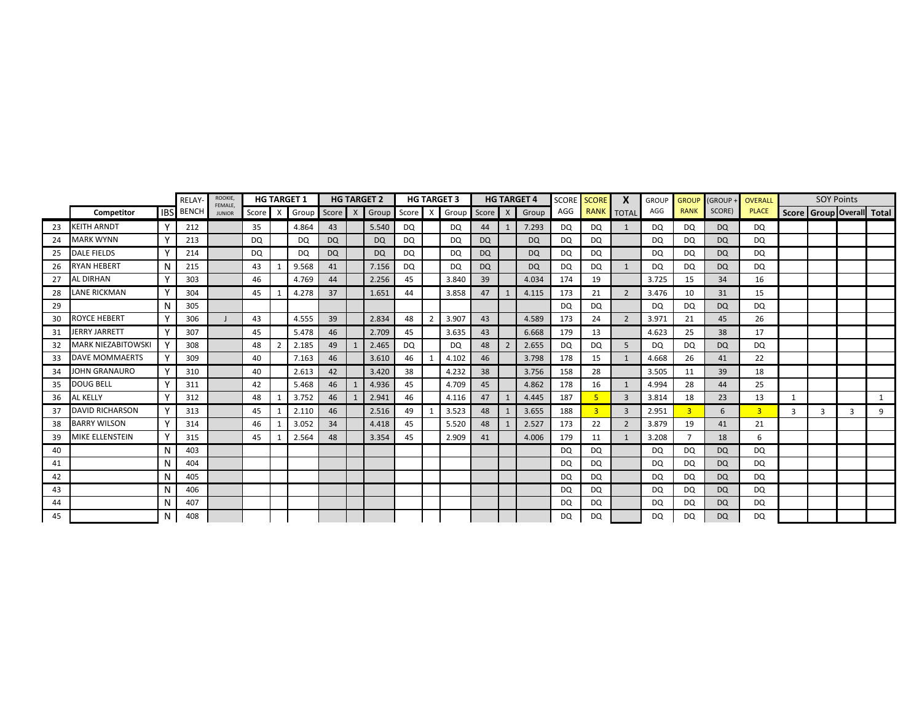| | | | RELAY-BENCH | ROOKIE, FEMALE, JUNIOR | HG TARGET 1 | | | HG TARGET 2 | | | HG TARGET 3 | | | HG TARGET 4 | | | SCORE AGG | SCORE RANK | X TOTAL | GROUP AGG | GROUP RANK | (GROUP + SCORE) | OVERALL PLACE | SOY Points | | | |
|---|---|---|---|---|---|---|---|---|---|---|---|---|---|---|---|---|---|---|---|---|---|---|---|---|---|---|---|
| | Competitor | IBS | | | Score | X | Group | Score | X | Group | Score | X | Group | Score | X | Group | | | | | | | | Score | Group | Overall | Total |
| 23 | KEITH ARNDT | Y | 212 | | 35 | | 4.864 | 43 | | 5.540 | DQ | | DQ | 44 | 1 | 7.293 | DQ | DQ | 1 | DQ | DQ | DQ | DQ | | | | |
| 24 | MARK WYNN | Y | 213 | | DQ | | DQ | DQ | | DQ | DQ | | DQ | DQ | | DQ | DQ | DQ | | DQ | DQ | DQ | DQ | | | | |
| 25 | DALE FIELDS | Y | 214 | | DQ | | DQ | DQ | | DQ | DQ | | DQ | DQ | | DQ | DQ | DQ | | DQ | DQ | DQ | DQ | | | | |
| 26 | RYAN HEBERT | N | 215 | | 43 | 1 | 9.568 | 41 | | 7.156 | DQ | | DQ | DQ | | DQ | DQ | DQ | 1 | DQ | DQ | DQ | DQ | | | | |
| 27 | AL DIRHAN | Y | 303 | | 46 | | 4.769 | 44 | | 2.256 | 45 | | 3.840 | 39 | | 4.034 | 174 | 19 | | 3.725 | 15 | 34 | 16 | | | | |
| 28 | LANE RICKMAN | Y | 304 | | 45 | 1 | 4.278 | 37 | | 1.651 | 44 | | 3.858 | 47 | 1 | 4.115 | 173 | 21 | 2 | 3.476 | 10 | 31 | 15 | | | | |
| 29 | | N | 305 | | | | | | | | | | | | | | DQ | DQ | | DQ | DQ | DQ | DQ | | | | |
| 30 | ROYCE HEBERT | Y | 306 | J | 43 | | 4.555 | 39 | | 2.834 | 48 | 2 | 3.907 | 43 | | 4.589 | 173 | 24 | 2 | 3.971 | 21 | 45 | 26 | | | | |
| 31 | JERRY JARRETT | Y | 307 | | 45 | | 5.478 | 46 | | 2.709 | 45 | | 3.635 | 43 | | 6.668 | 179 | 13 | | 4.623 | 25 | 38 | 17 | | | | |
| 32 | MARK NIEZABITOWSKI | Y | 308 | | 48 | 2 | 2.185 | 49 | 1 | 2.465 | DQ | | DQ | 48 | 2 | 2.655 | DQ | DQ | 5 | DQ | DQ | DQ | DQ | | | | |
| 33 | DAVE MOMMAERTS | Y | 309 | | 40 | | 7.163 | 46 | | 3.610 | 46 | 1 | 4.102 | 46 | | 3.798 | 178 | 15 | 1 | 4.668 | 26 | 41 | 22 | | | | |
| 34 | JOHN GRANAURO | Y | 310 | | 40 | | 2.613 | 42 | | 3.420 | 38 | | 4.232 | 38 | | 3.756 | 158 | 28 | | 3.505 | 11 | 39 | 18 | | | | |
| 35 | DOUG BELL | Y | 311 | | 42 | | 5.468 | 46 | 1 | 4.936 | 45 | | 4.709 | 45 | | 4.862 | 178 | 16 | 1 | 4.994 | 28 | 44 | 25 | | | | |
| 36 | AL KELLY | Y | 312 | | 48 | 1 | 3.752 | 46 | 1 | 2.941 | 46 | | 4.116 | 47 | 1 | 4.445 | 187 | 5 | 3 | 3.814 | 18 | 23 | 13 | 1 | | | 1 |
| 37 | DAVID RICHARSON | Y | 313 | | 45 | 1 | 2.110 | 46 | | 2.516 | 49 | 1 | 3.523 | 48 | 1 | 3.655 | 188 | 3 | 3 | 2.951 | 3 | 6 | 3 | 3 | 3 | 3 | 9 |
| 38 | BARRY WILSON | Y | 314 | | 46 | 1 | 3.052 | 34 | | 4.418 | 45 | | 5.520 | 48 | 1 | 2.527 | 173 | 22 | 2 | 3.879 | 19 | 41 | 21 | | | | |
| 39 | MIKE ELLENSTEIN | Y | 315 | | 45 | 1 | 2.564 | 48 | | 3.354 | 45 | | 2.909 | 41 | | 4.006 | 179 | 11 | 1 | 3.208 | 7 | 18 | 6 | | | | |
| 40 | | N | 403 | | | | | | | | | | | | | | DQ | DQ | | DQ | DQ | DQ | DQ | | | | |
| 41 | | N | 404 | | | | | | | | | | | | | | DQ | DQ | | DQ | DQ | DQ | DQ | | | | |
| 42 | | N | 405 | | | | | | | | | | | | | | DQ | DQ | | DQ | DQ | DQ | DQ | | | | |
| 43 | | N | 406 | | | | | | | | | | | | | | DQ | DQ | | DQ | DQ | DQ | DQ | | | | |
| 44 | | N | 407 | | | | | | | | | | | | | | DQ | DQ | | DQ | DQ | DQ | DQ | | | | |
| 45 | | N | 408 | | | | | | | | | | | | | | DQ | DQ | | DQ | DQ | DQ | DQ | | | | |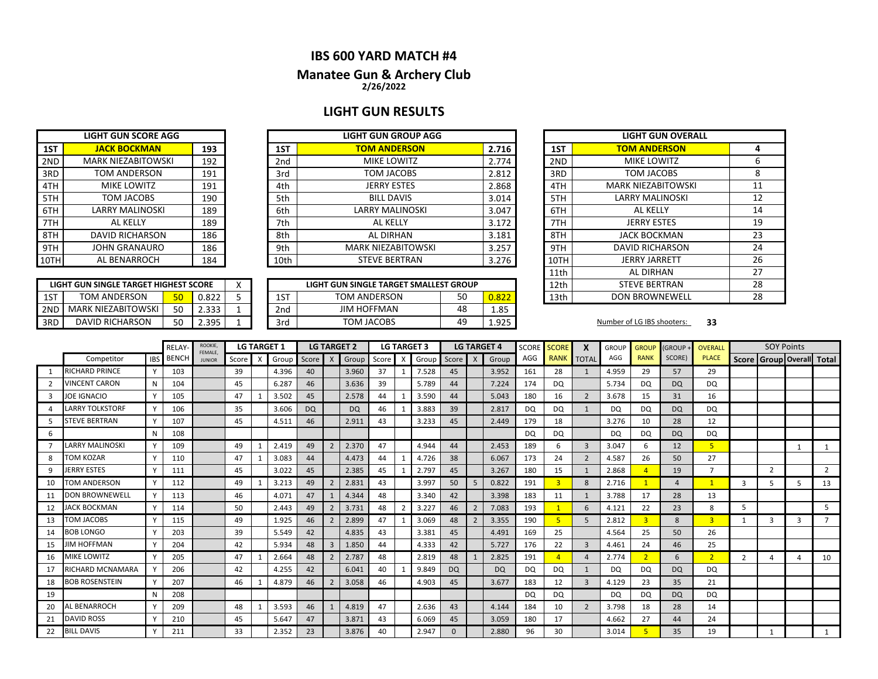# IBS 600 YARD MATCH #4

## Manatee Gun & Archery Club

**2/26/2022**

## LIGHT GUN RESULTS

| LIGHT GUN SCORE AGG | | |
|---|---|---|
| 1ST | **JACK BOCKMAN** | 193 |
| 2ND | MARK NIEZABITOWSKI | 192 |
| 3RD | TOM ANDERSON | 191 |
| 4TH | MIKE LOWITZ | 191 |
| 5TH | TOM JACOBS | 190 |
| 6TH | LARRY MALINOSKI | 189 |
| 7TH | AL KELLY | 189 |
| 8TH | DAVID RICHARSON | 186 |
| 9TH | JOHN GRANAURO | 186 |
| 10TH | AL BENARROCH | 184 |

| LIGHT GUN GROUP AGG | | |
|---|---|---|
| 1ST | **TOM ANDERSON** | 2.716 |
| 2nd | MIKE LOWITZ | 2.774 |
| 3rd | TOM JACOBS | 2.812 |
| 4th | JERRY ESTES | 2.868 |
| 5th | BILL DAVIS | 3.014 |
| 6th | LARRY MALINOSKI | 3.047 |
| 7th | AL KELLY | 3.172 |
| 8th | AL DIRHAN | 3.181 |
| 9th | MARK NIEZABITOWSKI | 3.257 |
| 10th | STEVE BERTRAN | 3.276 |

| LIGHT GUN OVERALL | | |
|---|---|---|
| 1ST | **TOM ANDERSON** | 4 |
| 2ND | MIKE LOWITZ | 6 |
| 3RD | TOM JACOBS | 8 |
| 4TH | MARK NIEZABITOWSKI | 11 |
| 5TH | LARRY MALINOSKI | 12 |
| 6TH | AL KELLY | 14 |
| 7TH | JERRY ESTES | 19 |
| 8TH | JACK BOCKMAN | 23 |
| 9TH | DAVID RICHARSON | 24 |
| 10TH | JERRY JARRETT | 26 |
| 11th | AL DIRHAN | 27 |
| 12th | STEVE BERTRAN | 28 |
| 13th | DON BROWNEWELL | 28 |

| LIGHT GUN SINGLE TARGET HIGHEST SCORE | | | | X |
|---|---|---|---|---|
| 1ST | TOM ANDERSON | 50 | 0.822 | 5 |
| 2ND | MARK NIEZABITOWSKI | 50 | 2.333 | 1 |
| 3RD | DAVID RICHARSON | 50 | 2.395 | 1 |

| LIGHT GUN SINGLE TARGET SMALLEST GROUP | | | |
|---|---|---|---|
| 1ST | TOM ANDERSON | 50 | 0.822 |
| 2nd | JIM HOFFMAN | 48 | 1.85 |
| 3rd | TOM JACOBS | 49 | 1.925 |

Number of LG IBS shooters: **33**

| | Competitor | IBS | RELAY-BENCH | ROOKIE, FEMALE, JUNIOR | LG TARGET 1 | | | LG TARGET 2 | | | LG TARGET 3 | | | LG TARGET 4 | | | SCORE AGG | SCORE RANK | X TOTAL | GROUP AGG | GROUP RANK | (GROUP + SCORE) | OVERALL PLACE | SOY Points | | | |
|---|---|---|---|---|---|---|---|---|---|---|---|---|---|---|---|---|---|---|---|---|---|---|---|---|---|---|---|
| | | | | | Score | X | Group | Score | X | Group | Score | X | Group | Score | X | Group | | | | | | | | Score | Group | Overall | Total |
| 1 | RICHARD PRINCE | Y | 103 | | 39 | | 4.396 | 40 | | 3.960 | 37 | 1 | 7.528 | 45 | | 3.952 | 161 | 28 | 1 | 4.959 | 29 | 57 | 29 | | | | |
| 2 | VINCENT CARON | N | 104 | | 45 | | 6.287 | 46 | | 3.636 | 39 | | 5.789 | 44 | | 7.224 | 174 | DQ | | 5.734 | DQ | DQ | DQ | | | | |
| 3 | JOE IGNACIO | Y | 105 | | 47 | 1 | 3.502 | 45 | | 2.578 | 44 | 1 | 3.590 | 44 | | 5.043 | 180 | 16 | 2 | 3.678 | 15 | 31 | 16 | | | | |
| 4 | LARRY TOLKSTORF | Y | 106 | | 35 | | 3.606 | DQ | | DQ | 46 | 1 | 3.883 | 39 | | 2.817 | DQ | DQ | 1 | DQ | DQ | DQ | DQ | | | | |
| 5 | STEVE BERTRAN | Y | 107 | | 45 | | 4.511 | 46 | | 2.911 | 43 | | 3.233 | 45 | | 2.449 | 179 | 18 | | 3.276 | 10 | 28 | 12 | | | | |
| 6 | | N | 108 | | | | | | | | | | | | | | DQ | DQ | | DQ | DQ | DQ | DQ | | | | |
| 7 | LARRY MALINOSKI | Y | 109 | | 49 | 1 | 2.419 | 49 | 2 | 2.370 | 47 | | 4.944 | 44 | | 2.453 | 189 | 6 | 3 | 3.047 | 6 | 12 | 5 | | | 1 | 1 |
| 8 | TOM KOZAR | Y | 110 | | 47 | 1 | 3.083 | 44 | | 4.473 | 44 | 1 | 4.726 | 38 | | 6.067 | 173 | 24 | 2 | 4.587 | 26 | 50 | 27 | | | | |
| 9 | JERRY ESTES | Y | 111 | | 45 | | 3.022 | 45 | | 2.385 | 45 | 1 | 2.797 | 45 | | 3.267 | 180 | 15 | 1 | 2.868 | 4 | 19 | 7 | | 2 | | 2 |
| 10 | TOM ANDERSON | Y | 112 | | 49 | 1 | 3.213 | 49 | 2 | 2.831 | 43 | | 3.997 | 50 | 5 | 0.822 | 191 | 3 | 8 | 2.716 | 1 | 4 | 1 | 3 | 5 | 5 | 13 |
| 11 | DON BROWNEWELL | Y | 113 | | 46 | | 4.071 | 47 | 1 | 4.344 | 48 | | 3.340 | 42 | | 3.398 | 183 | 11 | 1 | 3.788 | 17 | 28 | 13 | | | | |
| 12 | JACK BOCKMAN | Y | 114 | | 50 | | 2.443 | 49 | 2 | 3.731 | 48 | 2 | 3.227 | 46 | 2 | 7.083 | 193 | 1 | 6 | 4.121 | 22 | 23 | 8 | 5 | | | 5 |
| 13 | TOM JACOBS | Y | 115 | | 49 | | 1.925 | 46 | 2 | 2.899 | 47 | 1 | 3.069 | 48 | 2 | 3.355 | 190 | 5 | 5 | 2.812 | 3 | 8 | 3 | 1 | 3 | 3 | 7 |
| 14 | BOB LONGO | Y | 203 | | 39 | | 5.549 | 42 | | 4.835 | 43 | | 3.381 | 45 | | 4.491 | 169 | 25 | | 4.564 | 25 | 50 | 26 | | | | |
| 15 | JIM HOFFMAN | Y | 204 | | 42 | | 5.934 | 48 | 3 | 1.850 | 44 | | 4.333 | 42 | | 5.727 | 176 | 22 | 3 | 4.461 | 24 | 46 | 25 | | | | |
| 16 | MIKE LOWITZ | Y | 205 | | 47 | 1 | 2.664 | 48 | 2 | 2.787 | 48 | | 2.819 | 48 | 1 | 2.825 | 191 | 4 | 4 | 2.774 | 2 | 6 | 2 | 2 | 4 | 4 | 10 |
| 17 | RICHARD MCNAMARA | Y | 206 | | 42 | | 4.255 | 42 | | 6.041 | 40 | 1 | 9.849 | DQ | | DQ | DQ | DQ | 1 | DQ | DQ | DQ | DQ | | | | |
| 18 | BOB ROSENSTEIN | Y | 207 | | 46 | 1 | 4.879 | 46 | 2 | 3.058 | 46 | | 4.903 | 45 | | 3.677 | 183 | 12 | 3 | 4.129 | 23 | 35 | 21 | | | | |
| 19 | | N | 208 | | | | | | | | | | | | | | DQ | DQ | | DQ | DQ | DQ | DQ | | | | |
| 20 | AL BENARROCH | Y | 209 | | 48 | 1 | 3.593 | 46 | 1 | 4.819 | 47 | | 2.636 | 43 | | 4.144 | 184 | 10 | 2 | 3.798 | 18 | 28 | 14 | | | | |
| 21 | DAVID ROSS | Y | 210 | | 45 | | 5.647 | 47 | | 3.871 | 43 | | 6.069 | 45 | | 3.059 | 180 | 17 | | 4.662 | 27 | 44 | 24 | | | | |
| 22 | BILL DAVIS | Y | 211 | | 33 | | 2.352 | 23 | | 3.876 | 40 | | 2.947 | 0 | | 2.880 | 96 | 30 | | 3.014 | 5 | 35 | 19 | | 1 | | 1 |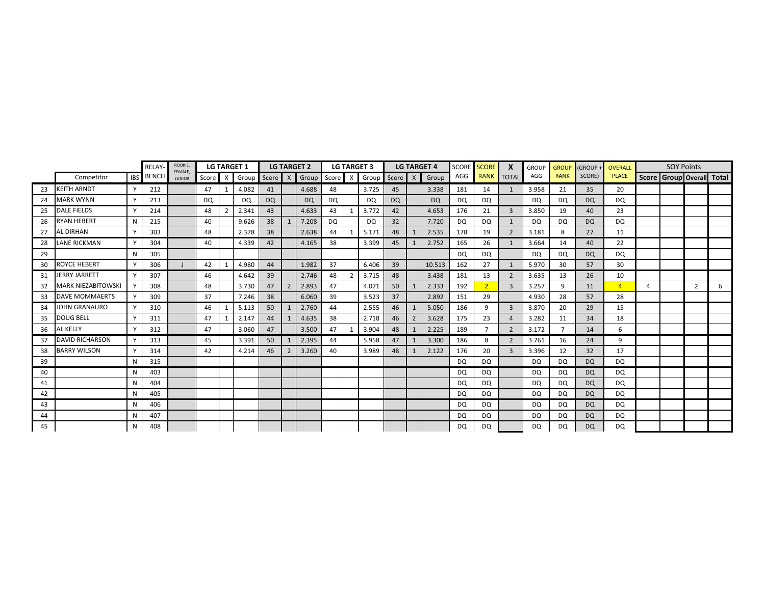| | Competitor | IBS | RELAY-BENCH | ROOKIE, FEMALE, JUNIOR | LG TARGET 1 | | | LG TARGET 2 | | | LG TARGET 3 | | | LG TARGET 4 | | | SCORE AGG | SCORE RANK | X TOTAL | GROUP AGG | GROUP RANK | (GROUP + SCORE) | OVERALL PLACE | SOY Points | | | |
|---|---|---|---|---|---|---|---|---|---|---|---|---|---|---|---|---|---|---|---|---|---|---|---|---|---|---|---|
| | | | | | Score | X | Group | Score | X | Group | Score | X | Group | Score | X | Group | | | | | | | | Score | Group | Overall | Total |
| 23 | KEITH ARNDT | Y | 212 | | 47 | 1 | 4.082 | 41 | | 4.688 | 48 | | 3.725 | 45 | | 3.338 | 181 | 14 | 1 | 3.958 | 21 | 35 | 20 | | | | |
| 24 | MARK WYNN | Y | 213 | | DQ | | DQ | DQ | | DQ | DQ | | DQ | DQ | | DQ | DQ | DQ | | DQ | DQ | DQ | DQ | | | | |
| 25 | DALE FIELDS | Y | 214 | | 48 | 2 | 2.341 | 43 | | 4.633 | 43 | 1 | 3.772 | 42 | | 4.653 | 176 | 21 | 3 | 3.850 | 19 | 40 | 23 | | | | |
| 26 | RYAN HEBERT | N | 215 | | 40 | | 9.626 | 38 | 1 | 7.208 | DQ | | DQ | 32 | | 7.720 | DQ | DQ | 1 | DQ | DQ | DQ | DQ | | | | |
| 27 | AL DIRHAN | Y | 303 | | 48 | | 2.378 | 38 | | 2.638 | 44 | 1 | 5.171 | 48 | 1 | 2.535 | 178 | 19 | 2 | 3.181 | 8 | 27 | 11 | | | | |
| 28 | LANE RICKMAN | Y | 304 | | 40 | | 4.339 | 42 | | 4.165 | 38 | | 3.399 | 45 | 1 | 2.752 | 165 | 26 | 1 | 3.664 | 14 | 40 | 22 | | | | |
| 29 | | N | 305 | | | | | | | | | | | | | | DQ | DQ | | DQ | DQ | DQ | DQ | | | | |
| 30 | ROYCE HEBERT | Y | 306 | J | 42 | 1 | 4.980 | 44 | | 1.982 | 37 | | 6.406 | 39 | | 10.513 | 162 | 27 | 1 | 5.970 | 30 | 57 | 30 | | | | |
| 31 | JERRY JARRETT | Y | 307 | | 46 | | 4.642 | 39 | | 2.746 | 48 | 2 | 3.715 | 48 | | 3.438 | 181 | 13 | 2 | 3.635 | 13 | 26 | 10 | | | | |
| 32 | MARK NIEZABITOWSKI | Y | 308 | | 48 | | 3.730 | 47 | 2 | 2.893 | 47 | | 4.071 | 50 | 1 | 2.333 | 192 | 2 | 3 | 3.257 | 9 | 11 | 4 | 4 | | 2 | 6 |
| 33 | DAVE MOMMAERTS | Y | 309 | | 37 | | 7.246 | 38 | | 6.060 | 39 | | 3.523 | 37 | | 2.892 | 151 | 29 | | 4.930 | 28 | 57 | 28 | | | | |
| 34 | JOHN GRANAURO | Y | 310 | | 46 | 1 | 5.113 | 50 | 1 | 2.760 | 44 | | 2.555 | 46 | 1 | 5.050 | 186 | 9 | 3 | 3.870 | 20 | 29 | 15 | | | | |
| 35 | DOUG BELL | Y | 311 | | 47 | 1 | 2.147 | 44 | 1 | 4.635 | 38 | | 2.718 | 46 | 2 | 3.628 | 175 | 23 | 4 | 3.282 | 11 | 34 | 18 | | | | |
| 36 | AL KELLY | Y | 312 | | 47 | | 3.060 | 47 | | 3.500 | 47 | 1 | 3.904 | 48 | 1 | 2.225 | 189 | 7 | 2 | 3.172 | 7 | 14 | 6 | | | | |
| 37 | DAVID RICHARSON | Y | 313 | | 45 | | 3.391 | 50 | 1 | 2.395 | 44 | | 5.958 | 47 | 1 | 3.300 | 186 | 8 | 2 | 3.761 | 16 | 24 | 9 | | | | |
| 38 | BARRY WILSON | Y | 314 | | 42 | | 4.214 | 46 | 2 | 3.260 | 40 | | 3.989 | 48 | 1 | 2.122 | 176 | 20 | 3 | 3.396 | 12 | 32 | 17 | | | | |
| 39 | | N | 315 | | | | | | | | | | | | | | DQ | DQ | | DQ | DQ | DQ | DQ | | | | |
| 40 | | N | 403 | | | | | | | | | | | | | | DQ | DQ | | DQ | DQ | DQ | DQ | | | | |
| 41 | | N | 404 | | | | | | | | | | | | | | DQ | DQ | | DQ | DQ | DQ | DQ | | | | |
| 42 | | N | 405 | | | | | | | | | | | | | | DQ | DQ | | DQ | DQ | DQ | DQ | | | | |
| 43 | | N | 406 | | | | | | | | | | | | | | DQ | DQ | | DQ | DQ | DQ | DQ | | | | |
| 44 | | N | 407 | | | | | | | | | | | | | | DQ | DQ | | DQ | DQ | DQ | DQ | | | | |
| 45 | | N | 408 | | | | | | | | | | | | | | DQ | DQ | | DQ | DQ | DQ | DQ | | | | |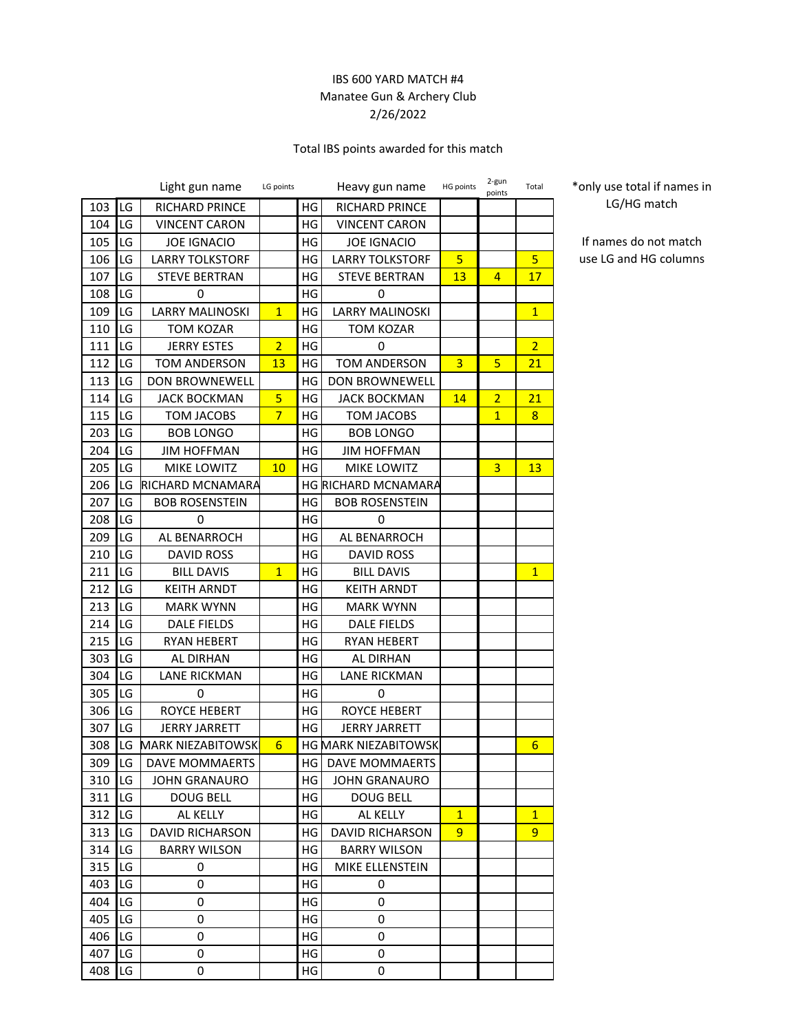IBS 600 YARD MATCH #4
Manatee Gun & Archery Club
2/26/2022

Total IBS points awarded for this match

| | | Light gun name | LG points | | Heavy gun name | HG points | 2-gun points | Total |
|---|---|---|---|---|---|---|---|---|
| 103 | LG | RICHARD PRINCE | | HG | RICHARD PRINCE | | | |
| 104 | LG | VINCENT CARON | | HG | VINCENT CARON | | | |
| 105 | LG | JOE IGNACIO | | HG | JOE IGNACIO | | | |
| 106 | LG | LARRY TOLKSTORF | | HG | LARRY TOLKSTORF | 5 | | 5 |
| 107 | LG | STEVE BERTRAN | | HG | STEVE BERTRAN | 13 | 4 | 17 |
| 108 | LG | 0 | | HG | 0 | | | |
| 109 | LG | LARRY MALINOSKI | 1 | HG | LARRY MALINOSKI | | | 1 |
| 110 | LG | TOM KOZAR | | HG | TOM KOZAR | | | |
| 111 | LG | JERRY ESTES | 2 | HG | 0 | | | 2 |
| 112 | LG | TOM ANDERSON | 13 | HG | TOM ANDERSON | 3 | 5 | 21 |
| 113 | LG | DON BROWNEWELL | | HG | DON BROWNEWELL | | | |
| 114 | LG | JACK BOCKMAN | 5 | HG | JACK BOCKMAN | 14 | 2 | 21 |
| 115 | LG | TOM JACOBS | 7 | HG | TOM JACOBS | | 1 | 8 |
| 203 | LG | BOB LONGO | | HG | BOB LONGO | | | |
| 204 | LG | JIM HOFFMAN | | HG | JIM HOFFMAN | | | |
| 205 | LG | MIKE LOWITZ | 10 | HG | MIKE LOWITZ | | 3 | 13 |
| 206 | LG | RICHARD MCNAMARA | | HG | RICHARD MCNAMARA | | | |
| 207 | LG | BOB ROSENSTEIN | | HG | BOB ROSENSTEIN | | | |
| 208 | LG | 0 | | HG | 0 | | | |
| 209 | LG | AL BENARROCH | | HG | AL BENARROCH | | | |
| 210 | LG | DAVID ROSS | | HG | DAVID ROSS | | | |
| 211 | LG | BILL DAVIS | 1 | HG | BILL DAVIS | | | 1 |
| 212 | LG | KEITH ARNDT | | HG | KEITH ARNDT | | | |
| 213 | LG | MARK WYNN | | HG | MARK WYNN | | | |
| 214 | LG | DALE FIELDS | | HG | DALE FIELDS | | | |
| 215 | LG | RYAN HEBERT | | HG | RYAN HEBERT | | | |
| 303 | LG | AL DIRHAN | | HG | AL DIRHAN | | | |
| 304 | LG | LANE RICKMAN | | HG | LANE RICKMAN | | | |
| 305 | LG | 0 | | HG | 0 | | | |
| 306 | LG | ROYCE HEBERT | | HG | ROYCE HEBERT | | | |
| 307 | LG | JERRY JARRETT | | HG | JERRY JARRETT | | | |
| 308 | LG | MARK NIEZABITOWSK | 6 | HG | MARK NIEZABITOWSK | | | 6 |
| 309 | LG | DAVE MOMMAERTS | | HG | DAVE MOMMAERTS | | | |
| 310 | LG | JOHN GRANAURO | | HG | JOHN GRANAURO | | | |
| 311 | LG | DOUG BELL | | HG | DOUG BELL | | | |
| 312 | LG | AL KELLY | | HG | AL KELLY | 1 | | 1 |
| 313 | LG | DAVID RICHARSON | | HG | DAVID RICHARSON | 9 | | 9 |
| 314 | LG | BARRY WILSON | | HG | BARRY WILSON | | | |
| 315 | LG | 0 | | HG | MIKE ELLENSTEIN | | | |
| 403 | LG | 0 | | HG | 0 | | | |
| 404 | LG | 0 | | HG | 0 | | | |
| 405 | LG | 0 | | HG | 0 | | | |
| 406 | LG | 0 | | HG | 0 | | | |
| 407 | LG | 0 | | HG | 0 | | | |
| 408 | LG | 0 | | HG | 0 | | | |

*only use total if names in LG/HG match

If names do not match use LG and HG columns